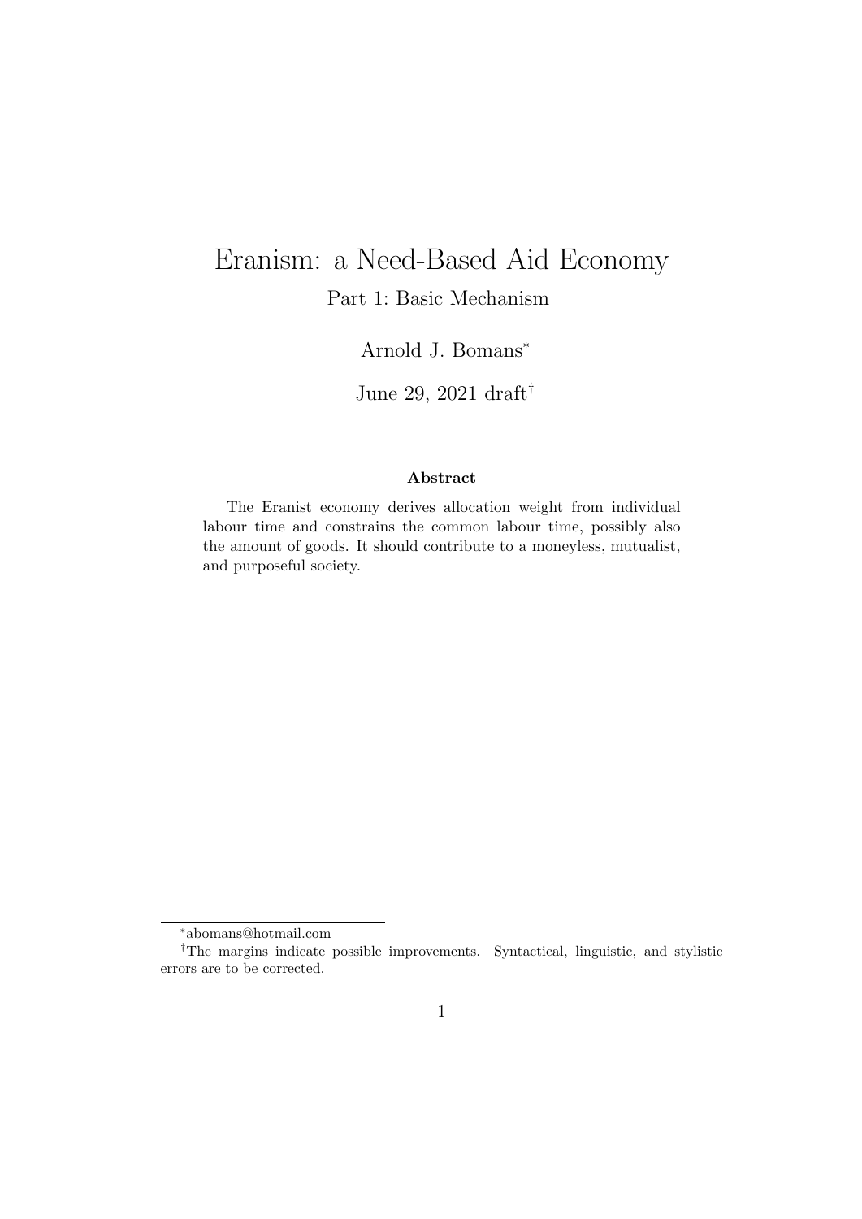# Eranism: a Need-Based Aid Economy

Part 1: Basic Mechanism

Arnold J. Bomans[*]

June 29, 2021 draft[†]

### Abstract

The Eranist economy derives allocation weight from individual labour time and constrains the common labour time, possibly also the amount of goods. It should contribute to a moneyless, mutualist, and purposeful society.

---

[*] abomans@hotmail.com

[†] The margins indicate possible improvements. Syntactical, linguistic, and stylistic errors are to be corrected.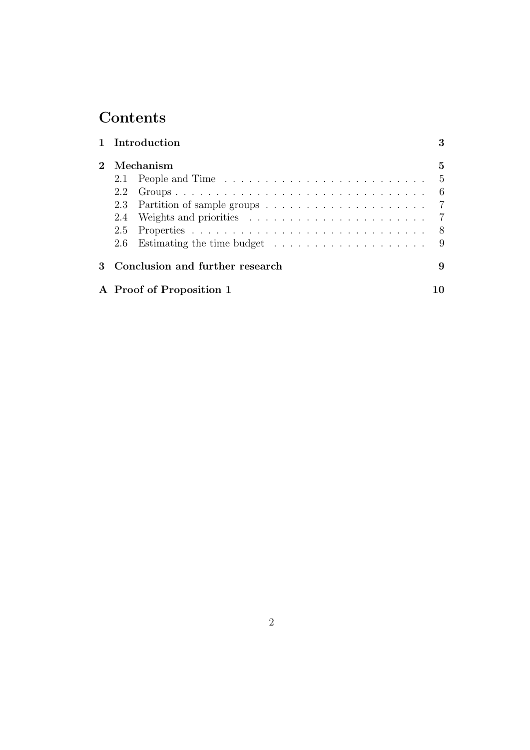# Contents

**1 Introduction** **3**

**2 Mechanism** **5**

- 2.1 People and Time . . . . . . . . . . . . . . . . . . . . . . . . . 5
- 2.2 Groups . . . . . . . . . . . . . . . . . . . . . . . . . . . . . . 6
- 2.3 Partition of sample groups . . . . . . . . . . . . . . . . . . . . 7
- 2.4 Weights and priorities . . . . . . . . . . . . . . . . . . . . . . 7
- 2.5 Properties . . . . . . . . . . . . . . . . . . . . . . . . . . . . . 8
- 2.6 Estimating the time budget . . . . . . . . . . . . . . . . . . . 9

**3 Conclusion and further research** **9**

**A Proof of Proposition 1** **10**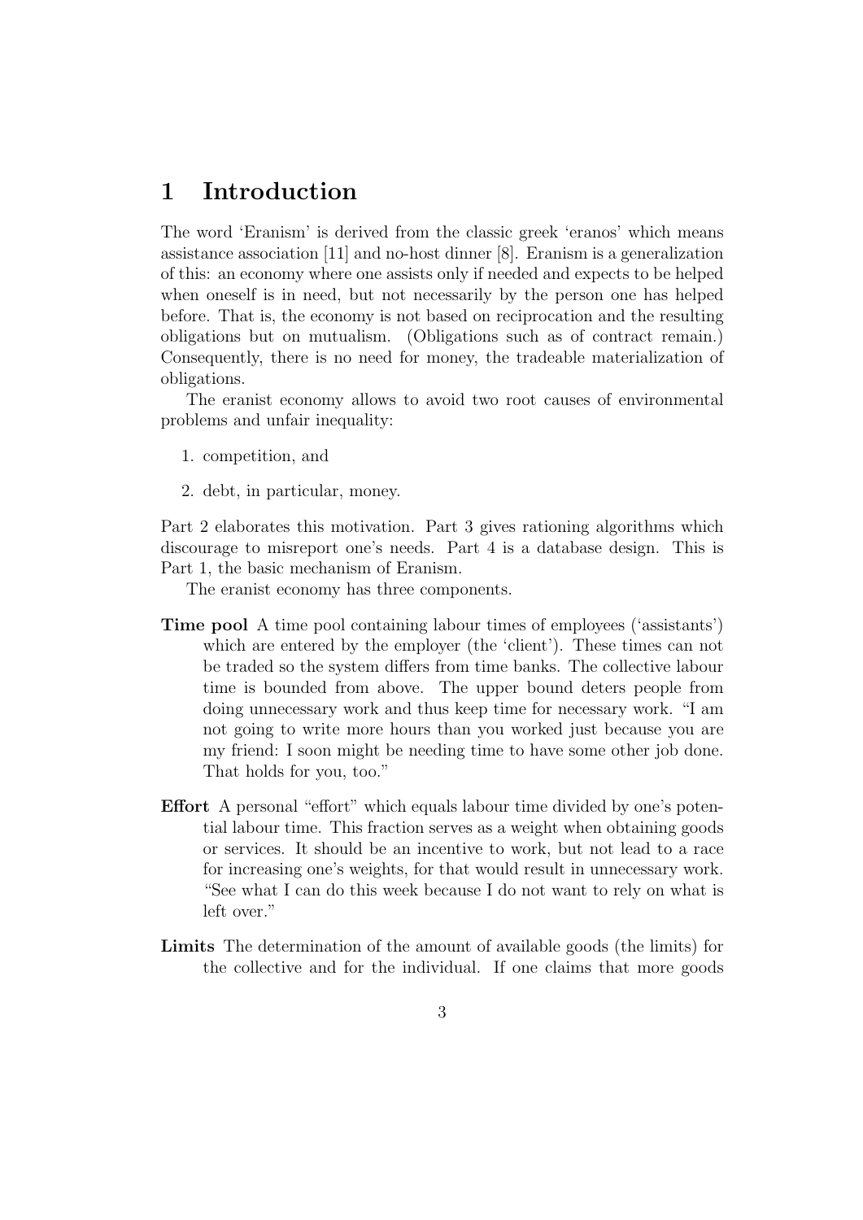# 1 Introduction

The word 'Eranism' is derived from the classic greek 'eranos' which means assistance association [11] and no-host dinner [8]. Eranism is a generalization of this: an economy where one assists only if needed and expects to be helped when oneself is in need, but not necessarily by the person one has helped before. That is, the economy is not based on reciprocation and the resulting obligations but on mutualism. (Obligations such as of contract remain.) Consequently, there is no need for money, the tradeable materialization of obligations.

The eranist economy allows to avoid two root causes of environmental problems and unfair inequality:

1. competition, and
2. debt, in particular, money.

Part 2 elaborates this motivation. Part 3 gives rationing algorithms which discourage to misreport one's needs. Part 4 is a database design. This is Part 1, the basic mechanism of Eranism.

The eranist economy has three components.

**Time pool** A time pool containing labour times of employees ('assistants') which are entered by the employer (the 'client'). These times can not be traded so the system differs from time banks. The collective labour time is bounded from above. The upper bound deters people from doing unnecessary work and thus keep time for necessary work. "I am not going to write more hours than you worked just because you are my friend: I soon might be needing time to have some other job done. That holds for you, too."

**Effort** A personal "effort" which equals labour time divided by one's potential labour time. This fraction serves as a weight when obtaining goods or services. It should be an incentive to work, but not lead to a race for increasing one's weights, for that would result in unnecessary work. "See what I can do this week because I do not want to rely on what is left over."

**Limits** The determination of the amount of available goods (the limits) for the collective and for the individual. If one claims that more goods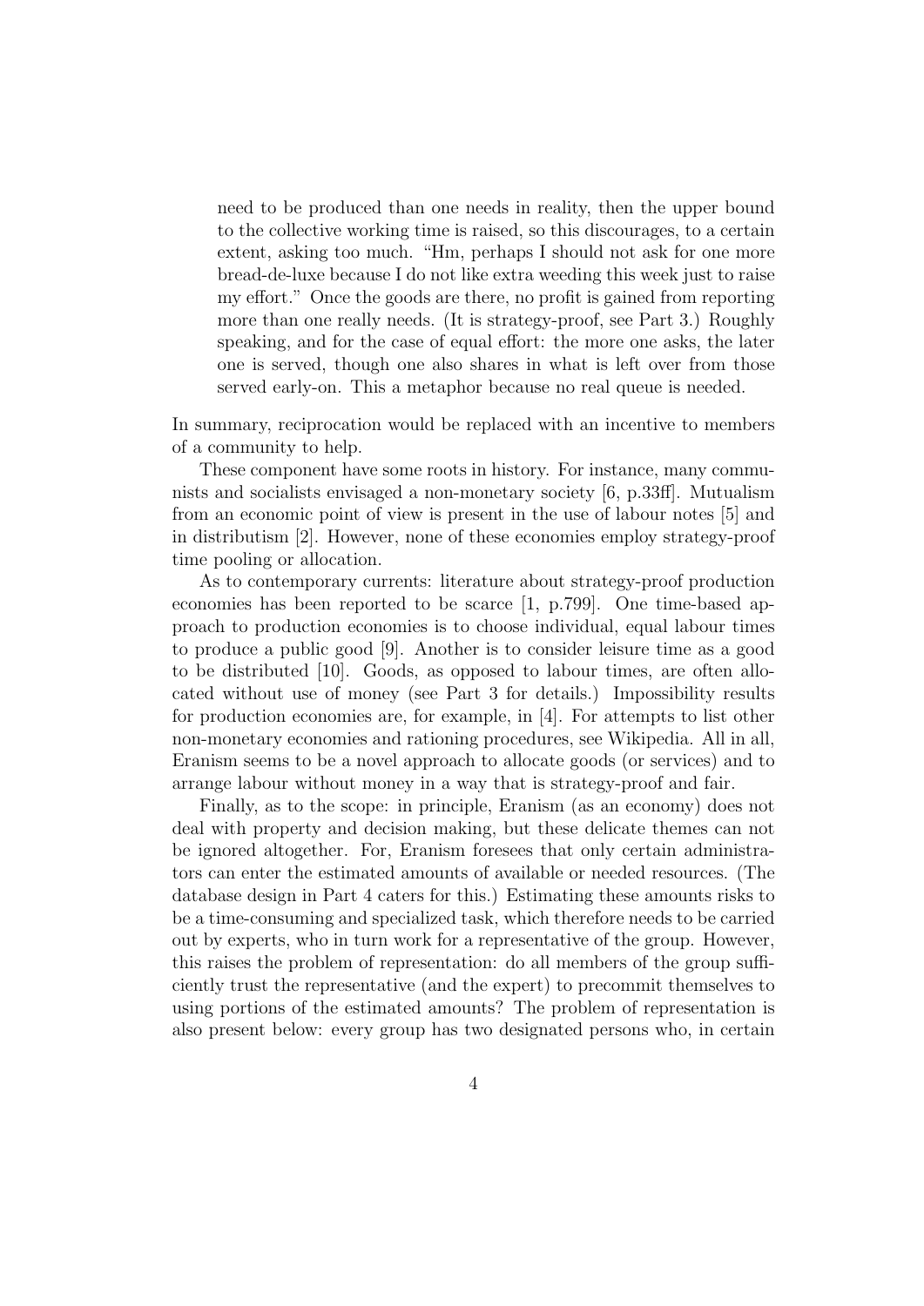need to be produced than one needs in reality, then the upper bound to the collective working time is raised, so this discourages, to a certain extent, asking too much. "Hm, perhaps I should not ask for one more bread-de-luxe because I do not like extra weeding this week just to raise my effort." Once the goods are there, no profit is gained from reporting more than one really needs. (It is strategy-proof, see Part 3.) Roughly speaking, and for the case of equal effort: the more one asks, the later one is served, though one also shares in what is left over from those served early-on. This a metaphor because no real queue is needed.

In summary, reciprocation would be replaced with an incentive to members of a community to help.

These component have some roots in history. For instance, many communists and socialists envisaged a non-monetary society [6, p.33ff]. Mutualism from an economic point of view is present in the use of labour notes [5] and in distributism [2]. However, none of these economies employ strategy-proof time pooling or allocation.

As to contemporary currents: literature about strategy-proof production economies has been reported to be scarce [1, p.799]. One time-based approach to production economies is to choose individual, equal labour times to produce a public good [9]. Another is to consider leisure time as a good to be distributed [10]. Goods, as opposed to labour times, are often allocated without use of money (see Part 3 for details.) Impossibility results for production economies are, for example, in [4]. For attempts to list other non-monetary economies and rationing procedures, see Wikipedia. All in all, Eranism seems to be a novel approach to allocate goods (or services) and to arrange labour without money in a way that is strategy-proof and fair.

Finally, as to the scope: in principle, Eranism (as an economy) does not deal with property and decision making, but these delicate themes can not be ignored altogether. For, Eranism foresees that only certain administrators can enter the estimated amounts of available or needed resources. (The database design in Part 4 caters for this.) Estimating these amounts risks to be a time-consuming and specialized task, which therefore needs to be carried out by experts, who in turn work for a representative of the group. However, this raises the problem of representation: do all members of the group sufficiently trust the representative (and the expert) to precommit themselves to using portions of the estimated amounts? The problem of representation is also present below: every group has two designated persons who, in certain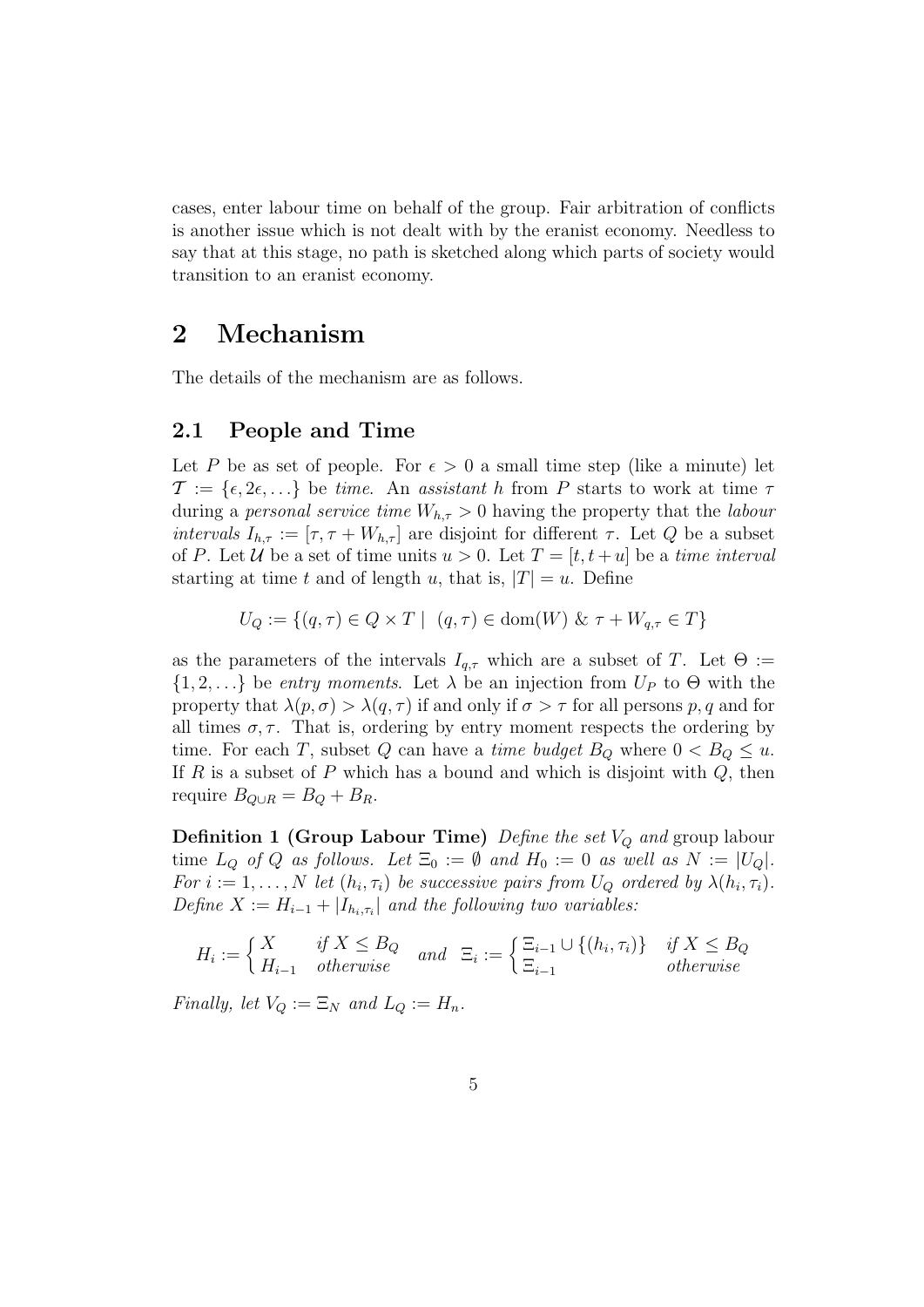cases, enter labour time on behalf of the group. Fair arbitration of conflicts is another issue which is not dealt with by the eranist economy. Needless to say that at this stage, no path is sketched along which parts of society would transition to an eranist economy.

## 2 Mechanism

The details of the mechanism are as follows.

### 2.1 People and Time

Let $P$ be as set of people. For $\epsilon > 0$ a small time step (like a minute) let $\mathcal{T} := \{\epsilon, 2\epsilon, \ldots\}$ be *time*. An *assistant* $h$ from $P$ starts to work at time $\tau$ during a *personal service time* $W_{h,\tau} > 0$ having the property that the *labour intervals* $I_{h,\tau} := [\tau, \tau + W_{h,\tau}]$ are disjoint for different $\tau$. Let $Q$ be a subset of $P$. Let $\mathcal{U}$ be a set of time units $u > 0$. Let $T = [t, t+u]$ be a *time interval* starting at time $t$ and of length $u$, that is, $|T| = u$. Define

$$U_Q := \{(q, \tau) \in Q \times T \mid (q, \tau) \in \mathrm{dom}(W) \;\&\; \tau + W_{q,\tau} \in T\}$$

as the parameters of the intervals $I_{q,\tau}$ which are a subset of $T$. Let $\Theta := \{1, 2, \ldots\}$ be *entry moments*. Let $\lambda$ be an injection from $U_P$ to $\Theta$ with the property that $\lambda(p, \sigma) > \lambda(q, \tau)$ if and only if $\sigma > \tau$ for all persons $p, q$ and for all times $\sigma, \tau$. That is, ordering by entry moment respects the ordering by time. For each $T$, subset $Q$ can have a *time budget* $B_Q$ where $0 < B_Q \leq u$. If $R$ is a subset of $P$ which has a bound and which is disjoint with $Q$, then require $B_{Q \cup R} = B_Q + B_R$.

**Definition 1 (Group Labour Time)** *Define the set $V_Q$ and* group labour time *$L_Q$ of $Q$ as follows. Let $\Xi_0 := \emptyset$ and $H_0 := 0$ as well as $N := |U_Q|$. For $i := 1, \ldots, N$ let $(h_i, \tau_i)$ be successive pairs from $U_Q$ ordered by $\lambda(h_i, \tau_i)$. Define $X := H_{i-1} + |I_{h_i,\tau_i}|$ and the following two variables:*

$$H_i := \begin{cases} X & \text{if } X \leq B_Q \\ H_{i-1} & \text{otherwise} \end{cases} \quad \text{and} \quad \Xi_i := \begin{cases} \Xi_{i-1} \cup \{(h_i, \tau_i)\} & \text{if } X \leq B_Q \\ \Xi_{i-1} & \text{otherwise} \end{cases}$$

*Finally, let $V_Q := \Xi_N$ and $L_Q := H_n$.*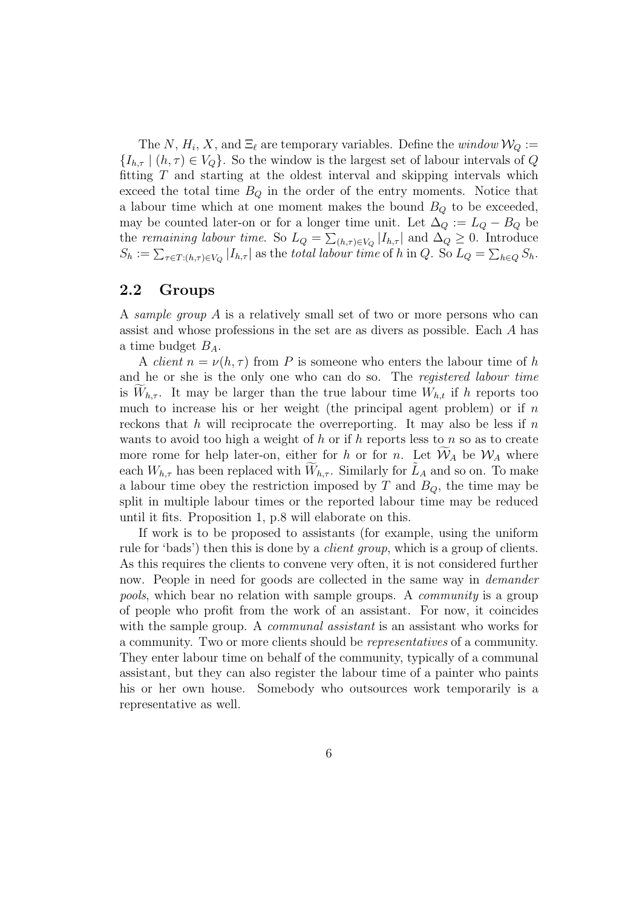The $N$, $H_i$, $X$, and $\Xi_\ell$ are temporary variables. Define the *window* $\mathcal{W}_Q := \{I_{h,\tau} \mid (h,\tau) \in V_Q\}$. So the window is the largest set of labour intervals of $Q$ fitting $T$ and starting at the oldest interval and skipping intervals which exceed the total time $B_Q$ in the order of the entry moments. Notice that a labour time which at one moment makes the bound $B_Q$ to be exceeded, may be counted later-on or for a longer time unit. Let $\Delta_Q := L_Q - B_Q$ be the *remaining labour time*. So $L_Q = \sum_{(h,\tau)\in V_Q} |I_{h,\tau}|$ and $\Delta_Q \geq 0$. Introduce $S_h := \sum_{\tau\in T:(h,\tau)\in V_Q} |I_{h,\tau}|$ as the *total labour time* of $h$ in $Q$. So $L_Q = \sum_{h\in Q} S_h$.

## 2.2 Groups

A *sample group* $A$ is a relatively small set of two or more persons who can assist and whose professions in the set are as divers as possible. Each $A$ has a time budget $B_A$.

A *client* $n = \nu(h,\tau)$ from $P$ is someone who enters the labour time of $h$ and he or she is the only one who can do so. The *registered labour time* is $\widetilde{W}_{h,\tau}$. It may be larger than the true labour time $W_{h,t}$ if $h$ reports too much to increase his or her weight (the principal agent problem) or if $n$ reckons that $h$ will reciprocate the overreporting. It may also be less if $n$ wants to avoid too high a weight of $h$ or if $h$ reports less to $n$ so as to create more rome for help later-on, either for $h$ or for $n$. Let $\widetilde{\mathcal{W}}_A$ be $\mathcal{W}_A$ where each $W_{h,\tau}$ has been replaced with $\widetilde{W}_{h,\tau}$. Similarly for $\tilde{L}_A$ and so on. To make a labour time obey the restriction imposed by $T$ and $B_Q$, the time may be split in multiple labour times or the reported labour time may be reduced until it fits. Proposition 1, p.8 will elaborate on this.

If work is to be proposed to assistants (for example, using the uniform rule for 'bads') then this is done by a *client group*, which is a group of clients. As this requires the clients to convene very often, it is not considered further now. People in need for goods are collected in the same way in *demander pools*, which bear no relation with sample groups. A *community* is a group of people who profit from the work of an assistant. For now, it coincides with the sample group. A *communal assistant* is an assistant who works for a community. Two or more clients should be *representatives* of a community. They enter labour time on behalf of the community, typically of a communal assistant, but they can also register the labour time of a painter who paints his or her own house. Somebody who outsources work temporarily is a representative as well.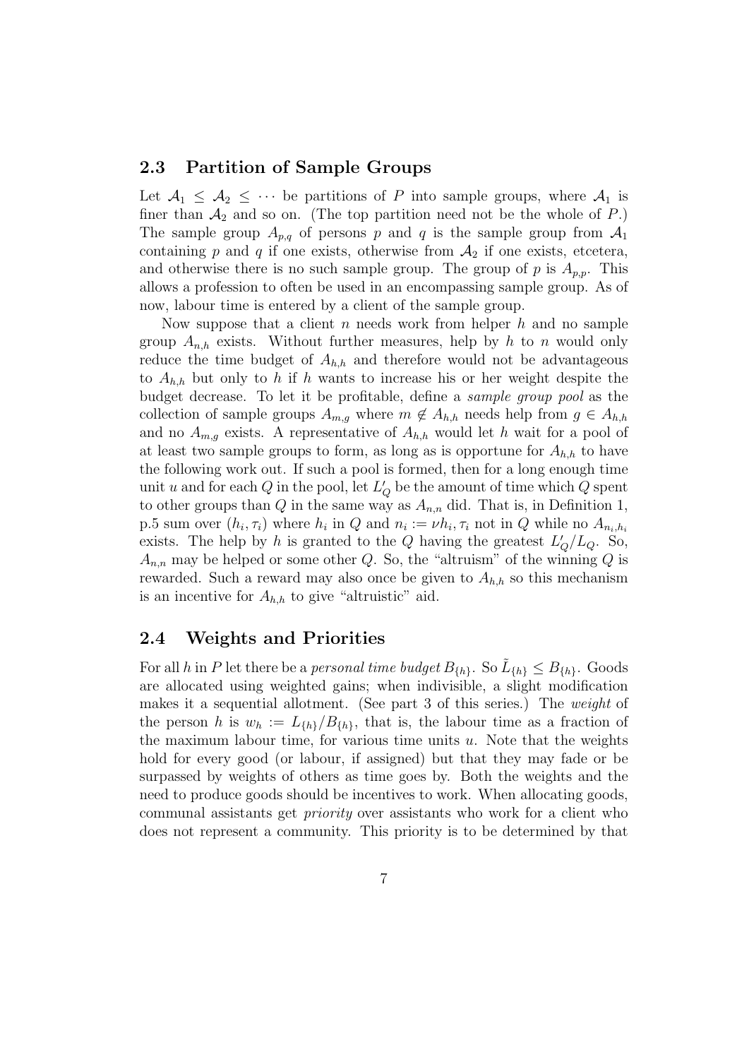### 2.3 Partition of Sample Groups

Let $\mathcal{A}_1 \leq \mathcal{A}_2 \leq \cdots$ be partitions of $P$ into sample groups, where $\mathcal{A}_1$ is finer than $\mathcal{A}_2$ and so on. (The top partition need not be the whole of $P$.) The sample group $A_{p,q}$ of persons $p$ and $q$ is the sample group from $\mathcal{A}_1$ containing $p$ and $q$ if one exists, otherwise from $\mathcal{A}_2$ if one exists, etcetera, and otherwise there is no such sample group. The group of $p$ is $A_{p,p}$. This allows a profession to often be used in an encompassing sample group. As of now, labour time is entered by a client of the sample group.

Now suppose that a client $n$ needs work from helper $h$ and no sample group $A_{n,h}$ exists. Without further measures, help by $h$ to $n$ would only reduce the time budget of $A_{h,h}$ and therefore would not be advantageous to $A_{h,h}$ but only to $h$ if $h$ wants to increase his or her weight despite the budget decrease. To let it be profitable, define a *sample group pool* as the collection of sample groups $A_{m,g}$ where $m \notin A_{h,h}$ needs help from $g \in A_{h,h}$ and no $A_{m,g}$ exists. A representative of $A_{h,h}$ would let $h$ wait for a pool of at least two sample groups to form, as long as is opportune for $A_{h,h}$ to have the following work out. If such a pool is formed, then for a long enough time unit $u$ and for each $Q$ in the pool, let $L'_Q$ be the amount of time which $Q$ spent to other groups than $Q$ in the same way as $A_{n,n}$ did. That is, in Definition 1, p.5 sum over $(h_i, \tau_i)$ where $h_i$ in $Q$ and $n_i := \nu h_i, \tau_i$ not in $Q$ while no $A_{n_i,h_i}$ exists. The help by $h$ is granted to the $Q$ having the greatest $L'_Q/L_Q$. So, $A_{n,n}$ may be helped or some other $Q$. So, the "altruism" of the winning $Q$ is rewarded. Such a reward may also once be given to $A_{h,h}$ so this mechanism is an incentive for $A_{h,h}$ to give "altruistic" aid.

### 2.4 Weights and Priorities

For all $h$ in $P$ let there be a *personal time budget* $B_{\{h\}}$. So $\tilde{L}_{\{h\}} \leq B_{\{h\}}$. Goods are allocated using weighted gains; when indivisible, a slight modification makes it a sequential allotment. (See part 3 of this series.) The *weight* of the person $h$ is $w_h := L_{\{h\}}/B_{\{h\}}$, that is, the labour time as a fraction of the maximum labour time, for various time units $u$. Note that the weights hold for every good (or labour, if assigned) but that they may fade or be surpassed by weights of others as time goes by. Both the weights and the need to produce goods should be incentives to work. When allocating goods, communal assistants get *priority* over assistants who work for a client who does not represent a community. This priority is to be determined by that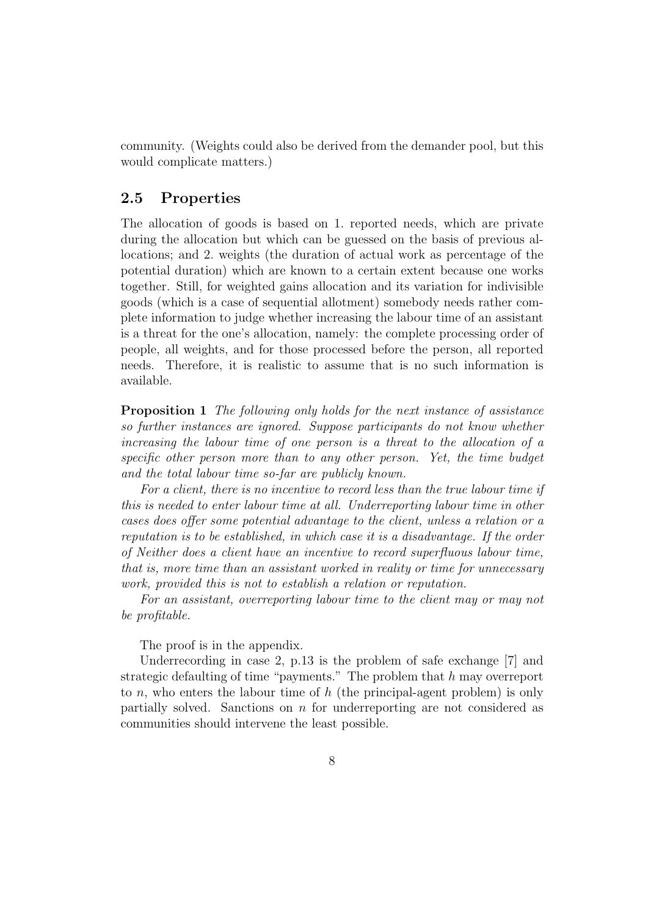community. (Weights could also be derived from the demander pool, but this would complicate matters.)

## 2.5 Properties

The allocation of goods is based on 1. reported needs, which are private during the allocation but which can be guessed on the basis of previous allocations; and 2. weights (the duration of actual work as percentage of the potential duration) which are known to a certain extent because one works together. Still, for weighted gains allocation and its variation for indivisible goods (which is a case of sequential allotment) somebody needs rather complete information to judge whether increasing the labour time of an assistant is a threat for the one's allocation, namely: the complete processing order of people, all weights, and for those processed before the person, all reported needs. Therefore, it is realistic to assume that is no such information is available.

**Proposition 1** *The following only holds for the next instance of assistance so further instances are ignored. Suppose participants do not know whether increasing the labour time of one person is a threat to the allocation of a specific other person more than to any other person. Yet, the time budget and the total labour time so-far are publicly known.*

*For a client, there is no incentive to record less than the true labour time if this is needed to enter labour time at all. Underreporting labour time in other cases does offer some potential advantage to the client, unless a relation or a reputation is to be established, in which case it is a disadvantage. If the order of Neither does a client have an incentive to record superfluous labour time, that is, more time than an assistant worked in reality or time for unnecessary work, provided this is not to establish a relation or reputation.*

*For an assistant, overreporting labour time to the client may or may not be profitable.*

The proof is in the appendix.

Underrecording in case 2, p.13 is the problem of safe exchange [7] and strategic defaulting of time "payments." The problem that $h$ may overreport to $n$, who enters the labour time of $h$ (the principal-agent problem) is only partially solved. Sanctions on $n$ for underreporting are not considered as communities should intervene the least possible.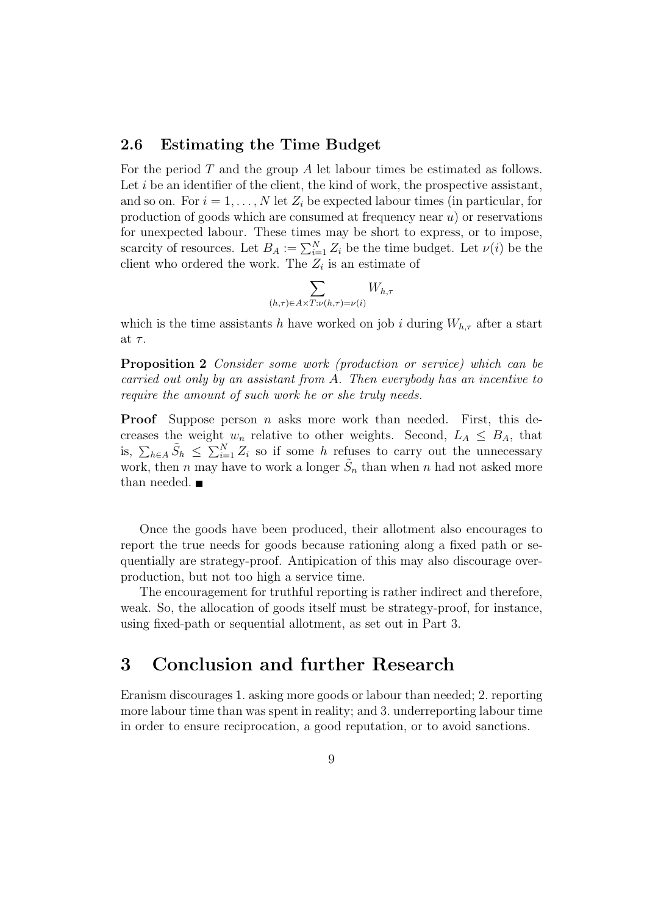### 2.6 Estimating the Time Budget

For the period $T$ and the group $A$ let labour times be estimated as follows. Let $i$ be an identifier of the client, the kind of work, the prospective assistant, and so on. For $i = 1, \ldots, N$ let $Z_i$ be expected labour times (in particular, for production of goods which are consumed at frequency near $u$) or reservations for unexpected labour. These times may be short to express, or to impose, scarcity of resources. Let $B_A := \sum_{i=1}^{N} Z_i$ be the time budget. Let $\nu(i)$ be the client who ordered the work. The $Z_i$ is an estimate of

$$\sum_{(h,\tau)\in A\times T:\nu(h,\tau)=\nu(i)} W_{h,\tau}$$

which is the time assistants $h$ have worked on job $i$ during $W_{h,\tau}$ after a start at $\tau$.

**Proposition 2** *Consider some work (production or service) which can be carried out only by an assistant from $A$. Then everybody has an incentive to require the amount of such work he or she truly needs.*

**Proof** Suppose person $n$ asks more work than needed. First, this decreases the weight $w_n$ relative to other weights. Second, $L_A \leq B_A$, that is, $\sum_{h\in A} \tilde{S}_h \leq \sum_{i=1}^{N} Z_i$ so if some $h$ refuses to carry out the unnecessary work, then $n$ may have to work a longer $\tilde{S}_n$ than when $n$ had not asked more than needed. ■

Once the goods have been produced, their allotment also encourages to report the true needs for goods because rationing along a fixed path or sequentially are strategy-proof. Antipication of this may also discourage overproduction, but not too high a service time.

The encouragement for truthful reporting is rather indirect and therefore, weak. So, the allocation of goods itself must be strategy-proof, for instance, using fixed-path or sequential allotment, as set out in Part 3.

# 3 Conclusion and further Research

Eranism discourages 1. asking more goods or labour than needed; 2. reporting more labour time than was spent in reality; and 3. underreporting labour time in order to ensure reciprocation, a good reputation, or to avoid sanctions.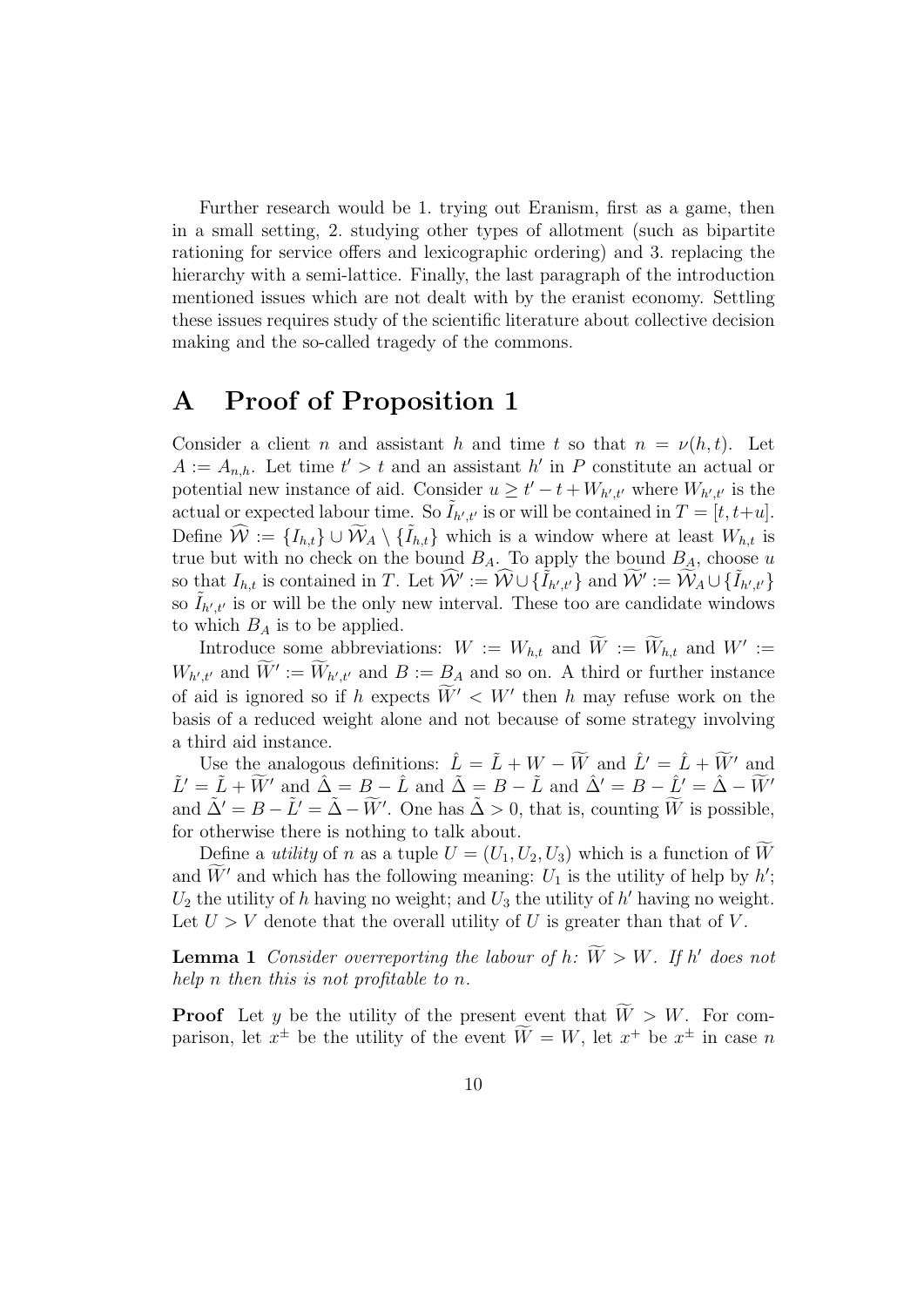Further research would be 1. trying out Eranism, first as a game, then in a small setting, 2. studying other types of allotment (such as bipartite rationing for service offers and lexicographic ordering) and 3. replacing the hierarchy with a semi-lattice. Finally, the last paragraph of the introduction mentioned issues which are not dealt with by the eranist economy. Settling these issues requires study of the scientific literature about collective decision making and the so-called tragedy of the commons.

# A Proof of Proposition 1

Consider a client $n$ and assistant $h$ and time $t$ so that $n = \nu(h, t)$. Let $A := A_{n,h}$. Let time $t' > t$ and an assistant $h'$ in $P$ constitute an actual or potential new instance of aid. Consider $u \geq t' - t + W_{h',t'}$ where $W_{h',t'}$ is the actual or expected labour time. So $\tilde{I}_{h',t'}$ is or will be contained in $T = [t, t+u]$. Define $\widehat{\mathcal{W}} := \{I_{h,t}\} \cup \widetilde{\mathcal{W}}_A \setminus \{\tilde{I}_{h,t}\}$ which is a window where at least $W_{h,t}$ is true but with no check on the bound $B_A$. To apply the bound $B_A$, choose $u$ so that $I_{h,t}$ is contained in $T$. Let $\widehat{\mathcal{W}}' := \widehat{\mathcal{W}} \cup \{\tilde{I}_{h',t'}\}$ and $\widetilde{\mathcal{W}}' := \widetilde{\mathcal{W}}_A \cup \{\tilde{I}_{h',t'}\}$ so $\tilde{I}_{h',t'}$ is or will be the only new interval. These too are candidate windows to which $B_A$ is to be applied.

Introduce some abbreviations: $W := W_{h,t}$ and $\widetilde{W} := \widetilde{W}_{h,t}$ and $W' := W_{h',t'}$ and $\widetilde{W}' := \widetilde{W}_{h',t'}$ and $B := B_A$ and so on. A third or further instance of aid is ignored so if $h$ expects $\widetilde{W}' < W'$ then $h$ may refuse work on the basis of a reduced weight alone and not because of some strategy involving a third aid instance.

Use the analogous definitions: $\hat{L} = \tilde{L} + W - \widetilde{W}$ and $\hat{L}' = \hat{L} + \widetilde{W}'$ and $\tilde{L}' = \tilde{L} + \widetilde{W}'$ and $\hat{\Delta} = B - \hat{L}$ and $\tilde{\Delta} = B - \tilde{L}$ and $\hat{\Delta}' = B - \hat{L}' = \hat{\Delta} - \widetilde{W}'$ and $\tilde{\Delta}' = B - \tilde{L}' = \tilde{\Delta} - \widetilde{W}'$. One has $\tilde{\Delta} > 0$, that is, counting $\widetilde{W}$ is possible, for otherwise there is nothing to talk about.

Define a *utility* of $n$ as a tuple $U = (U_1, U_2, U_3)$ which is a function of $\widetilde{W}$ and $\widetilde{W}'$ and which has the following meaning: $U_1$ is the utility of help by $h'$; $U_2$ the utility of $h$ having no weight; and $U_3$ the utility of $h'$ having no weight. Let $U > V$ denote that the overall utility of $U$ is greater than that of $V$.

**Lemma 1** *Consider overreporting the labour of $h$: $\widetilde{W} > W$. If $h'$ does not help $n$ then this is not profitable to $n$.*

**Proof** Let $y$ be the utility of the present event that $\widetilde{W} > W$. For comparison, let $x^{\pm}$ be the utility of the event $\widetilde{W} = W$, let $x^{+}$ be $x^{\pm}$ in case $n$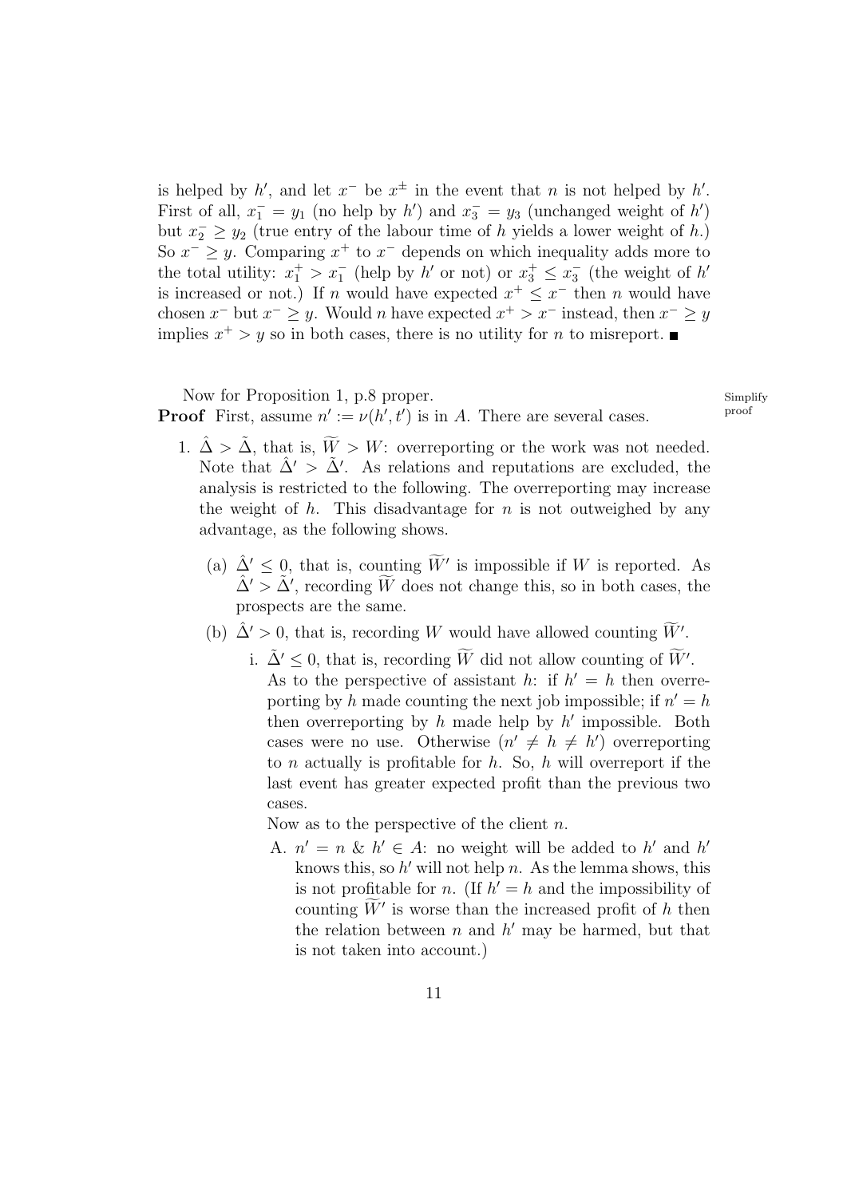is helped by $h'$, and let $x^-$ be $x^\pm$ in the event that $n$ is not helped by $h'$. First of all, $x_1^- = y_1$ (no help by $h'$) and $x_3^- = y_3$ (unchanged weight of $h'$) but $x_2^- \geq y_2$ (true entry of the labour time of $h$ yields a lower weight of $h$.) So $x^- \geq y$. Comparing $x^+$ to $x^-$ depends on which inequality adds more to the total utility: $x_1^+ > x_1^-$ (help by $h'$ or not) or $x_3^+ \leq x_3^-$ (the weight of $h'$ is increased or not.) If $n$ would have expected $x^+ \leq x^-$ then $n$ would have chosen $x^-$ but $x^- \geq y$. Would $n$ have expected $x^+ > x^-$ instead, then $x^- \geq y$ implies $x^+ > y$ so in both cases, there is no utility for $n$ to misreport. ■

Now for Proposition 1, p.8 proper.

Simplify proof

**Proof** First, assume $n' := \nu(h', t')$ is in $A$. There are several cases.

1. $\hat{\Delta} > \tilde{\Delta}$, that is, $\widetilde{W} > W$: overreporting or the work was not needed. Note that $\hat{\Delta}' > \tilde{\Delta}'$. As relations and reputations are excluded, the analysis is restricted to the following. The overreporting may increase the weight of $h$. This disadvantage for $n$ is not outweighed by any advantage, as the following shows.

   (a) $\hat{\Delta}' \leq 0$, that is, counting $\widetilde{W}'$ is impossible if $W$ is reported. As $\hat{\Delta}' > \tilde{\Delta}'$, recording $\widetilde{W}$ does not change this, so in both cases, the prospects are the same.

   (b) $\hat{\Delta}' > 0$, that is, recording $W$ would have allowed counting $\widetilde{W}'$.

      i. $\tilde{\Delta}' \leq 0$, that is, recording $\widetilde{W}$ did not allow counting of $\widetilde{W}'$. As to the perspective of assistant $h$: if $h' = h$ then overreporting by $h$ made counting the next job impossible; if $n' = h$ then overreporting by $h$ made help by $h'$ impossible. Both cases were no use. Otherwise ($n' \neq h \neq h'$) overreporting to $n$ actually is profitable for $h$. So, $h$ will overreport if the last event has greater expected profit than the previous two cases.

         Now as to the perspective of the client $n$.

         A. $n' = n$ & $h' \in A$: no weight will be added to $h'$ and $h'$ knows this, so $h'$ will not help $n$. As the lemma shows, this is not profitable for $n$. (If $h' = h$ and the impossibility of counting $\widetilde{W}'$ is worse than the increased profit of $h$ then the relation between $n$ and $h'$ may be harmed, but that is not taken into account.)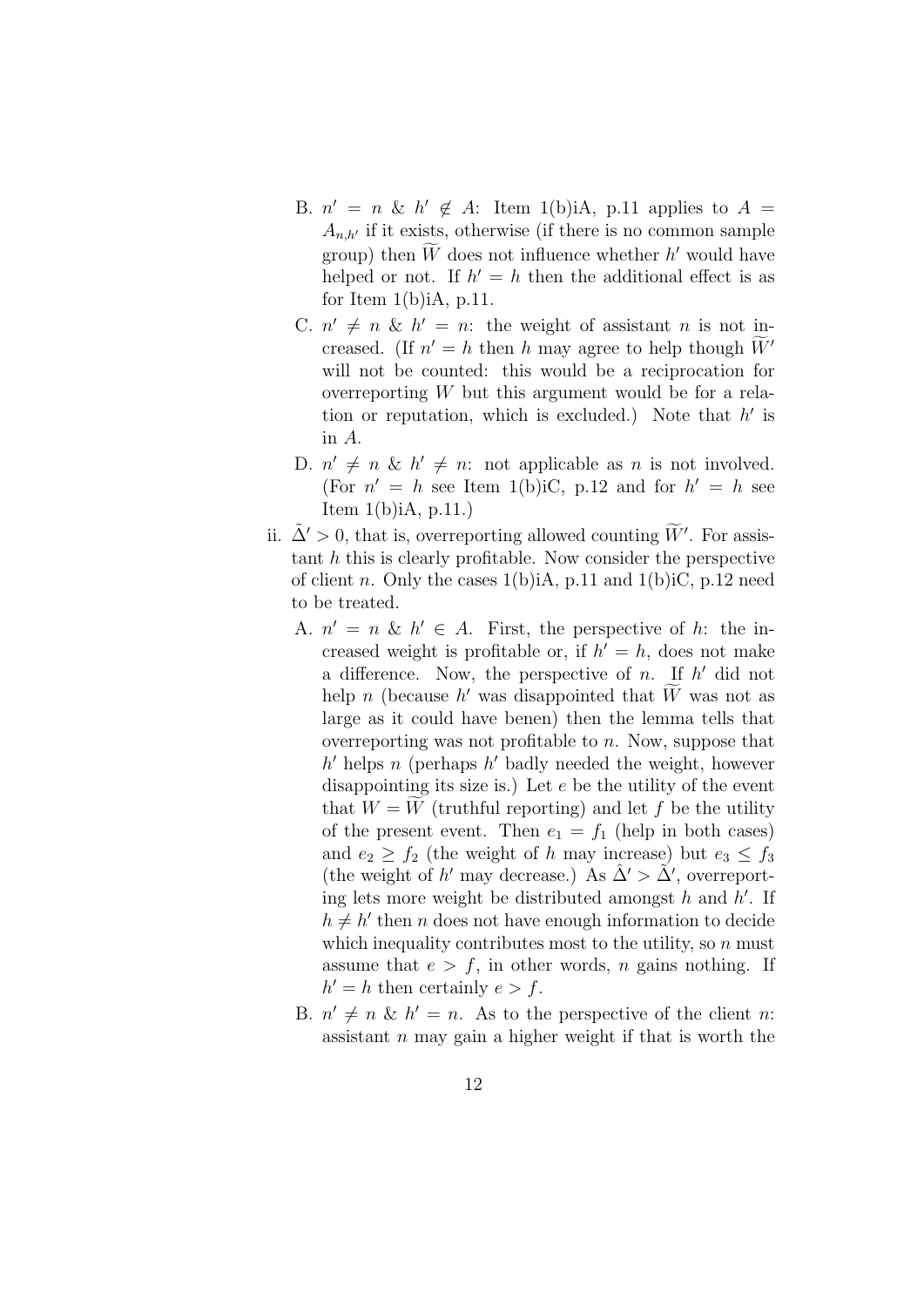B. $n' = n$ & $h' \notin A$: Item 1(b)iA, p.11 applies to $A = A_{n,h'}$ if it exists, otherwise (if there is no common sample group) then $\widetilde{W}$ does not influence whether $h'$ would have helped or not. If $h' = h$ then the additional effect is as for Item 1(b)iA, p.11.

C. $n' \neq n$ & $h' = n$: the weight of assistant $n$ is not increased. (If $n' = h$ then $h$ may agree to help though $\widetilde{W}'$ will not be counted: this would be a reciprocation for overreporting $W$ but this argument would be for a relation or reputation, which is excluded.) Note that $h'$ is in $A$.

D. $n' \neq n$ & $h' \neq n$: not applicable as $n$ is not involved. (For $n' = h$ see Item 1(b)iC, p.12 and for $h' = h$ see Item 1(b)iA, p.11.)

ii. $\tilde{\Delta}' > 0$, that is, overreporting allowed counting $\widetilde{W}'$. For assistant $h$ this is clearly profitable. Now consider the perspective of client $n$. Only the cases 1(b)iA, p.11 and 1(b)iC, p.12 need to be treated.

A. $n' = n$ & $h' \in A$. First, the perspective of $h$: the increased weight is profitable or, if $h' = h$, does not make a difference. Now, the perspective of $n$. If $h'$ did not help $n$ (because $h'$ was disappointed that $\widetilde{W}$ was not as large as it could have benen) then the lemma tells that overreporting was not profitable to $n$. Now, suppose that $h'$ helps $n$ (perhaps $h'$ badly needed the weight, however disappointing its size is.) Let $e$ be the utility of the event that $W = \widetilde{W}$ (truthful reporting) and let $f$ be the utility of the present event. Then $e_1 = f_1$ (help in both cases) and $e_2 \geq f_2$ (the weight of $h$ may increase) but $e_3 \leq f_3$ (the weight of $h'$ may decrease.) As $\hat{\Delta}' > \tilde{\Delta}'$, overreporting lets more weight be distributed amongst $h$ and $h'$. If $h \neq h'$ then $n$ does not have enough information to decide which inequality contributes most to the utility, so $n$ must assume that $e > f$, in other words, $n$ gains nothing. If $h' = h$ then certainly $e > f$.

B. $n' \neq n$ & $h' = n$. As to the perspective of the client $n$: assistant $n$ may gain a higher weight if that is worth the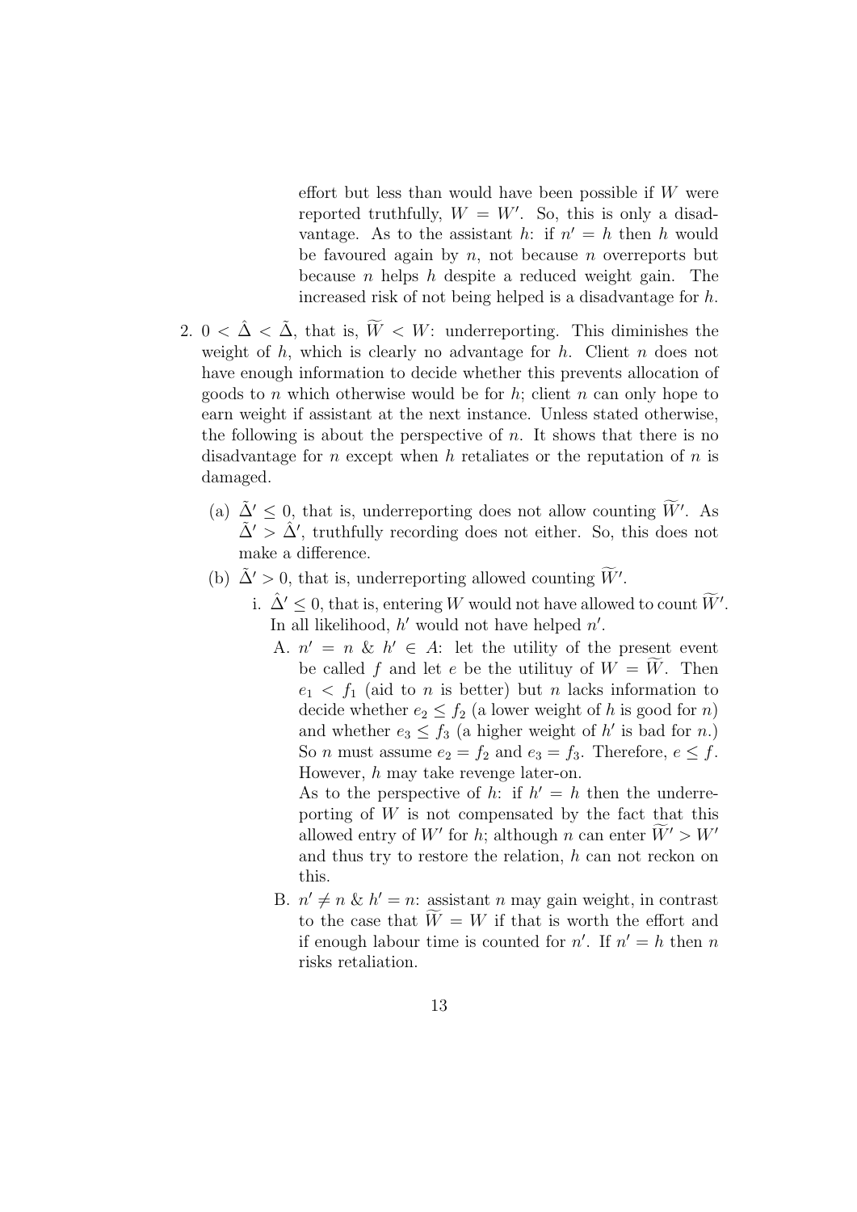effort but less than would have been possible if $W$ were reported truthfully, $W = W'$. So, this is only a disadvantage. As to the assistant $h$: if $n' = h$ then $h$ would be favoured again by $n$, not because $n$ overreports but because $n$ helps $h$ despite a reduced weight gain. The increased risk of not being helped is a disadvantage for $h$.

2. $0 < \hat{\Delta} < \tilde{\Delta}$, that is, $\widetilde{W} < W$: underreporting. This diminishes the weight of $h$, which is clearly no advantage for $h$. Client $n$ does not have enough information to decide whether this prevents allocation of goods to $n$ which otherwise would be for $h$; client $n$ can only hope to earn weight if assistant at the next instance. Unless stated otherwise, the following is about the perspective of $n$. It shows that there is no disadvantage for $n$ except when $h$ retaliates or the reputation of $n$ is damaged.

   (a) $\tilde{\Delta}' \leq 0$, that is, underreporting does not allow counting $\widetilde{W}'$. As $\tilde{\Delta}' > \hat{\Delta}'$, truthfully recording does not either. So, this does not make a difference.

   (b) $\tilde{\Delta}' > 0$, that is, underreporting allowed counting $\widetilde{W}'$.

      i. $\hat{\Delta}' \leq 0$, that is, entering $W$ would not have allowed to count $\widetilde{W}'$. In all likelihood, $h'$ would not have helped $n'$.

         A. $n' = n$ & $h' \in A$: let the utility of the present event be called $f$ and let $e$ be the utilituy of $W = \widetilde{W}$. Then $e_1 < f_1$ (aid to $n$ is better) but $n$ lacks information to decide whether $e_2 \leq f_2$ (a lower weight of $h$ is good for $n$) and whether $e_3 \leq f_3$ (a higher weight of $h'$ is bad for $n$.) So $n$ must assume $e_2 = f_2$ and $e_3 = f_3$. Therefore, $e \leq f$. However, $h$ may take revenge later-on.

         As to the perspective of $h$: if $h' = h$ then the underreporting of $W$ is not compensated by the fact that this allowed entry of $W'$ for $h$; although $n$ can enter $\widetilde{W}' > W'$ and thus try to restore the relation, $h$ can not reckon on this.

         B. $n' \neq n$ & $h' = n$: assistant $n$ may gain weight, in contrast to the case that $\widetilde{W} = W$ if that is worth the effort and if enough labour time is counted for $n'$. If $n' = h$ then $n$ risks retaliation.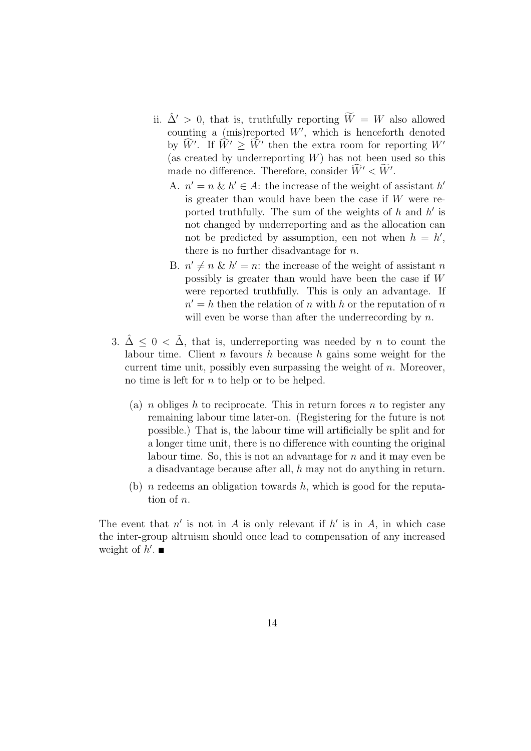ii. $\hat{\Delta}' > 0$, that is, truthfully reporting $\widetilde{W} = W$ also allowed counting a (mis)reported $W'$, which is henceforth denoted by $\widehat{W}'$. If $\widehat{W}' \geq \widetilde{W}'$ then the extra room for reporting $W'$ (as created by underreporting $W$) has not been used so this made no difference. Therefore, consider $\widehat{W}' < \widetilde{W}'$.

   A. $n' = n$ & $h' \in A$: the increase of the weight of assistant $h'$ is greater than would have been the case if $W$ were reported truthfully. The sum of the weights of $h$ and $h'$ is not changed by underreporting and as the allocation can not be predicted by assumption, een not when $h = h'$, there is no further disadvantage for $n$.

   B. $n' \neq n$ & $h' = n$: the increase of the weight of assistant $n$ possibly is greater than would have been the case if $W$ were reported truthfully. This is only an advantage. If $n' = h$ then the relation of $n$ with $h$ or the reputation of $n$ will even be worse than after the underrecording by $n$.

3. $\hat{\Delta} \leq 0 < \tilde{\Delta}$, that is, underreporting was needed by $n$ to count the labour time. Client $n$ favours $h$ because $h$ gains some weight for the current time unit, possibly even surpassing the weight of $n$. Moreover, no time is left for $n$ to help or to be helped.

   (a) $n$ obliges $h$ to reciprocate. This in return forces $n$ to register any remaining labour time later-on. (Registering for the future is not possible.) That is, the labour time will artificially be split and for a longer time unit, there is no difference with counting the original labour time. So, this is not an advantage for $n$ and it may even be a disadvantage because after all, $h$ may not do anything in return.

   (b) $n$ redeems an obligation towards $h$, which is good for the reputation of $n$.

The event that $n'$ is not in $A$ is only relevant if $h'$ is in $A$, in which case the inter-group altruism should once lead to compensation of any increased weight of $h'$. ■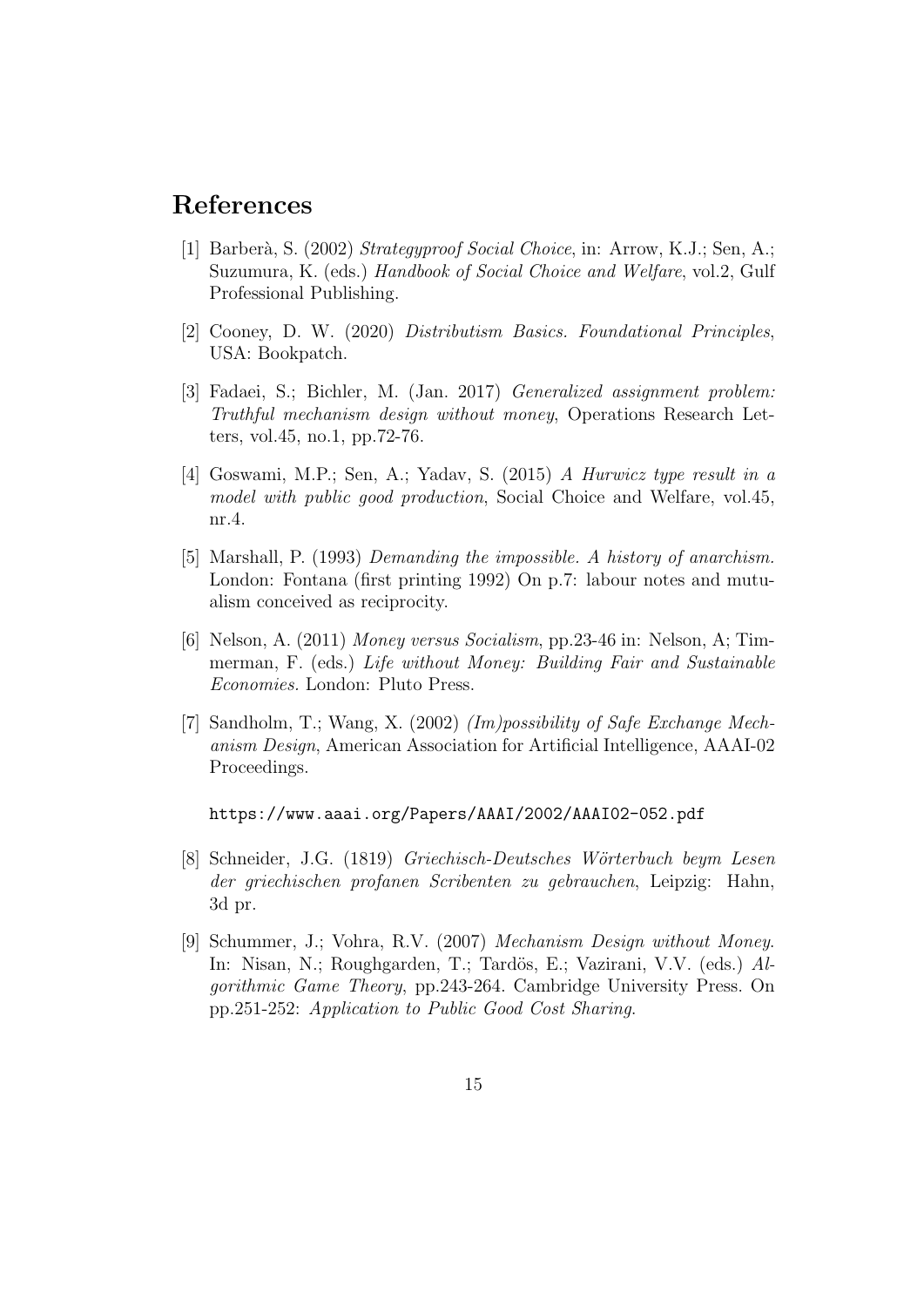## References

[1] Barberà, S. (2002) *Strategyproof Social Choice*, in: Arrow, K.J.; Sen, A.; Suzumura, K. (eds.) *Handbook of Social Choice and Welfare*, vol.2, Gulf Professional Publishing.

[2] Cooney, D. W. (2020) *Distributism Basics. Foundational Principles*, USA: Bookpatch.

[3] Fadaei, S.; Bichler, M. (Jan. 2017) *Generalized assignment problem: Truthful mechanism design without money*, Operations Research Letters, vol.45, no.1, pp.72-76.

[4] Goswami, M.P.; Sen, A.; Yadav, S. (2015) *A Hurwicz type result in a model with public good production*, Social Choice and Welfare, vol.45, nr.4.

[5] Marshall, P. (1993) *Demanding the impossible. A history of anarchism.* London: Fontana (first printing 1992) On p.7: labour notes and mutualism conceived as reciprocity.

[6] Nelson, A. (2011) *Money versus Socialism*, pp.23-46 in: Nelson, A; Timmerman, F. (eds.) *Life without Money: Building Fair and Sustainable Economies.* London: Pluto Press.

[7] Sandholm, T.; Wang, X. (2002) *(Im)possibility of Safe Exchange Mechanism Design*, American Association for Artificial Intelligence, AAAI-02 Proceedings.

https://www.aaai.org/Papers/AAAI/2002/AAAI02-052.pdf

[8] Schneider, J.G. (1819) *Griechisch-Deutsches Wörterbuch beym Lesen der griechischen profanen Scribenten zu gebrauchen*, Leipzig: Hahn, 3d pr.

[9] Schummer, J.; Vohra, R.V. (2007) *Mechanism Design without Money*. In: Nisan, N.; Roughgarden, T.; Tardös, E.; Vazirani, V.V. (eds.) *Algorithmic Game Theory*, pp.243-264. Cambridge University Press. On pp.251-252: *Application to Public Good Cost Sharing*.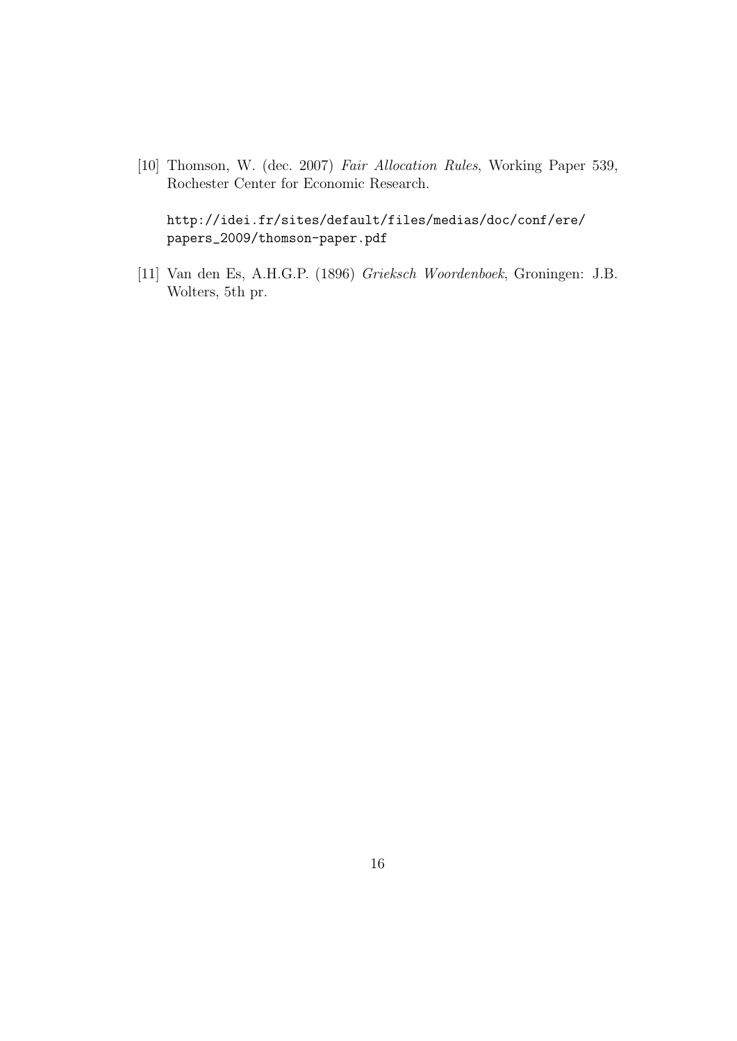[10] Thomson, W. (dec. 2007) *Fair Allocation Rules*, Working Paper 539, Rochester Center for Economic Research.

http://idei.fr/sites/default/files/medias/doc/conf/ere/papers_2009/thomson-paper.pdf

[11] Van den Es, A.H.G.P. (1896) *Grieksch Woordenboek*, Groningen: J.B. Wolters, 5th pr.